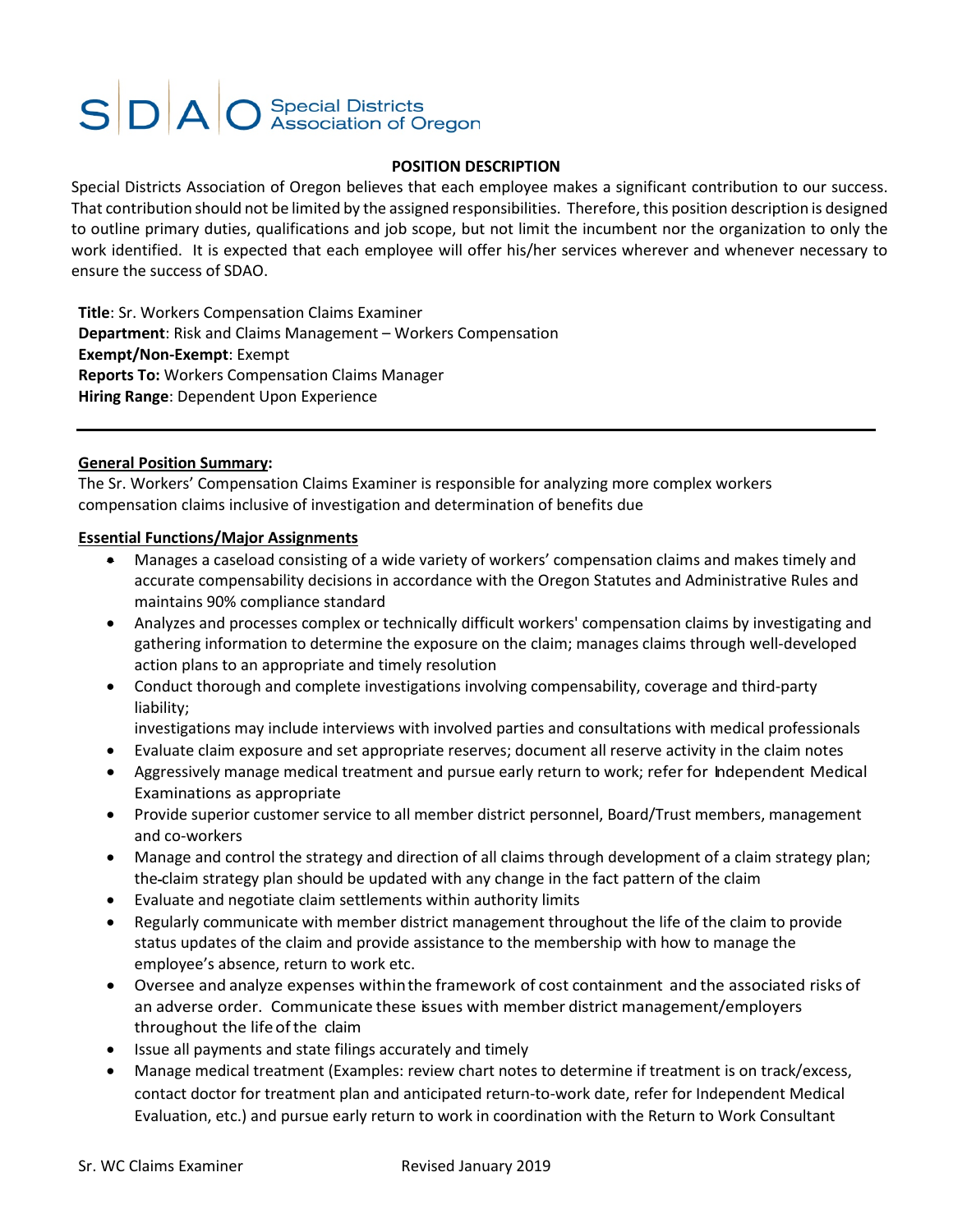# SDAO Special Districts Association of Oregon

**POSITION DESCRIPTION**

Special Districts Association of Oregon believes that each employee makes a significant contribution to our success. That contribution should not be limited by the assigned responsibilities. Therefore, this position description is designed to outline primary duties, qualifications and job scope, but not limit the incumbent nor the organization to only the work identified. It is expected that each employee will offer his/her services wherever and whenever necessary to ensure the success of SDAO.

**Title**: Sr. Workers Compensation Claims Examiner
**Department**: Risk and Claims Management – Workers Compensation
**Exempt/Non-Exempt**: Exempt
**Reports To:** Workers Compensation Claims Manager
**Hiring Range**: Dependent Upon Experience

---

**General Position Summary:**

The Sr. Workers' Compensation Claims Examiner is responsible for analyzing more complex workers compensation claims inclusive of investigation and determination of benefits due

**Essential Functions/Major Assignments**

- Manages a caseload consisting of a wide variety of workers' compensation claims and makes timely and accurate compensability decisions in accordance with the Oregon Statutes and Administrative Rules and maintains 90% compliance standard
- Analyzes and processes complex or technically difficult workers' compensation claims by investigating and gathering information to determine the exposure on the claim; manages claims through well-developed action plans to an appropriate and timely resolution
- Conduct thorough and complete investigations involving compensability, coverage and third-party liability;
  investigations may include interviews with involved parties and consultations with medical professionals
- Evaluate claim exposure and set appropriate reserves; document all reserve activity in the claim notes
- Aggressively manage medical treatment and pursue early return to work; refer for Independent Medical Examinations as appropriate
- Provide superior customer service to all member district personnel, Board/Trust members, management and co-workers
- Manage and control the strategy and direction of all claims through development of a claim strategy plan; the claim strategy plan should be updated with any change in the fact pattern of the claim
- Evaluate and negotiate claim settlements within authority limits
- Regularly communicate with member district management throughout the life of the claim to provide status updates of the claim and provide assistance to the membership with how to manage the employee's absence, return to work etc.
- Oversee and analyze expenses within the framework of cost containment and the associated risks of an adverse order. Communicate these issues with member district management/employers throughout the life of the claim
- Issue all payments and state filings accurately and timely
- Manage medical treatment (Examples: review chart notes to determine if treatment is on track/excess, contact doctor for treatment plan and anticipated return-to-work date, refer for Independent Medical Evaluation, etc.) and pursue early return to work in coordination with the Return to Work Consultant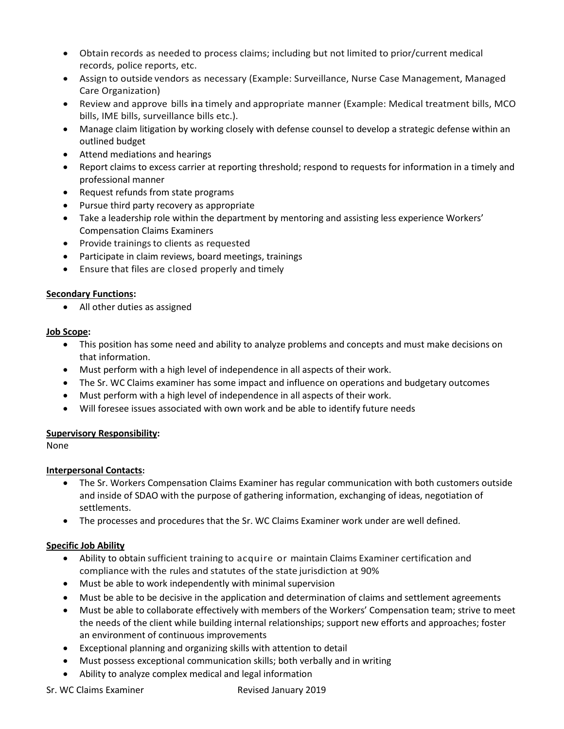- Obtain records as needed to process claims; including but not limited to prior/current medical records, police reports, etc.
- Assign to outside vendors as necessary (Example: Surveillance, Nurse Case Management, Managed Care Organization)
- Review and approve bills ina timely and appropriate manner (Example: Medical treatment bills, MCO bills, IME bills, surveillance bills etc.).
- Manage claim litigation by working closely with defense counsel to develop a strategic defense within an outlined budget
- Attend mediations and hearings
- Report claims to excess carrier at reporting threshold; respond to requests for information in a timely and professional manner
- Request refunds from state programs
- Pursue third party recovery as appropriate
- Take a leadership role within the department by mentoring and assisting less experience Workers' Compensation Claims Examiners
- Provide trainings to clients as requested
- Participate in claim reviews, board meetings, trainings
- Ensure that files are closed properly and timely

**Secondary Functions:**

- All other duties as assigned

**Job Scope:**

- This position has some need and ability to analyze problems and concepts and must make decisions on that information.
- Must perform with a high level of independence in all aspects of their work.
- The Sr. WC Claims examiner has some impact and influence on operations and budgetary outcomes
- Must perform with a high level of independence in all aspects of their work.
- Will foresee issues associated with own work and be able to identify future needs

**Supervisory Responsibility:**

None

**Interpersonal Contacts:**

- The Sr. Workers Compensation Claims Examiner has regular communication with both customers outside and inside of SDAO with the purpose of gathering information, exchanging of ideas, negotiation of settlements.
- The processes and procedures that the Sr. WC Claims Examiner work under are well defined.

**Specific Job Ability**

- Ability to obtain sufficient training to acquire or maintain Claims Examiner certification and compliance with the rules and statutes of the state jurisdiction at 90%
- Must be able to work independently with minimal supervision
- Must be able to be decisive in the application and determination of claims and settlement agreements
- Must be able to collaborate effectively with members of the Workers' Compensation team; strive to meet the needs of the client while building internal relationships; support new efforts and approaches; foster an environment of continuous improvements
- Exceptional planning and organizing skills with attention to detail
- Must possess exceptional communication skills; both verbally and in writing
- Ability to analyze complex medical and legal information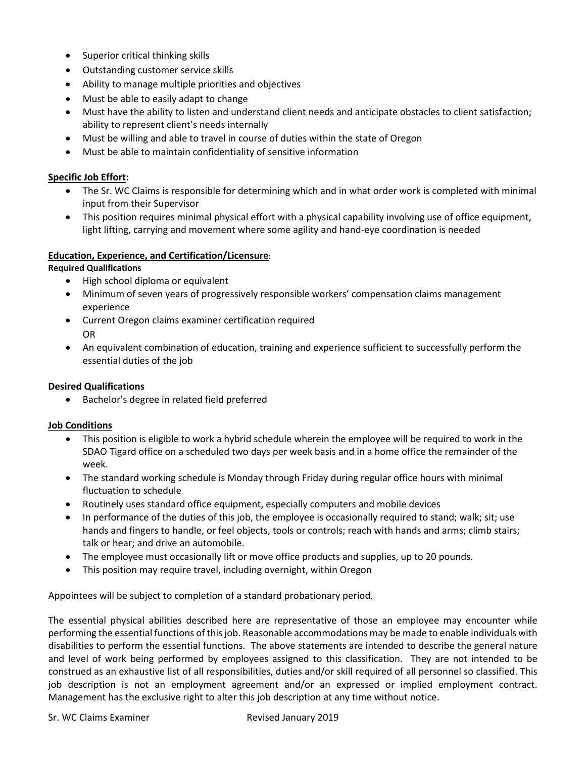- Superior critical thinking skills
- Outstanding customer service skills
- Ability to manage multiple priorities and objectives
- Must be able to easily adapt to change
- Must have the ability to listen and understand client needs and anticipate obstacles to client satisfaction; ability to represent client's needs internally
- Must be willing and able to travel in course of duties within the state of Oregon
- Must be able to maintain confidentiality of sensitive information

**Specific Job Effort:**

- The Sr. WC Claims is responsible for determining which and in what order work is completed with minimal input from their Supervisor
- This position requires minimal physical effort with a physical capability involving use of office equipment, light lifting, carrying and movement where some agility and hand-eye coordination is needed

**Education, Experience, and Certification/Licensure:**

**Required Qualifications**

- High school diploma or equivalent
- Minimum of seven years of progressively responsible workers' compensation claims management experience
- Current Oregon claims examiner certification required

  OR
- An equivalent combination of education, training and experience sufficient to successfully perform the essential duties of the job

**Desired Qualifications**

- Bachelor's degree in related field preferred

**Job Conditions**

- This position is eligible to work a hybrid schedule wherein the employee will be required to work in the SDAO Tigard office on a scheduled two days per week basis and in a home office the remainder of the week.
- The standard working schedule is Monday through Friday during regular office hours with minimal fluctuation to schedule
- Routinely uses standard office equipment, especially computers and mobile devices
- In performance of the duties of this job, the employee is occasionally required to stand; walk; sit; use hands and fingers to handle, or feel objects, tools or controls; reach with hands and arms; climb stairs; talk or hear; and drive an automobile.
- The employee must occasionally lift or move office products and supplies, up to 20 pounds.
- This position may require travel, including overnight, within Oregon

Appointees will be subject to completion of a standard probationary period.

The essential physical abilities described here are representative of those an employee may encounter while performing the essential functions of this job. Reasonable accommodations may be made to enable individuals with disabilities to perform the essential functions. The above statements are intended to describe the general nature and level of work being performed by employees assigned to this classification. They are not intended to be construed as an exhaustive list of all responsibilities, duties and/or skill required of all personnel so classified. This job description is not an employment agreement and/or an expressed or implied employment contract. Management has the exclusive right to alter this job description at any time without notice.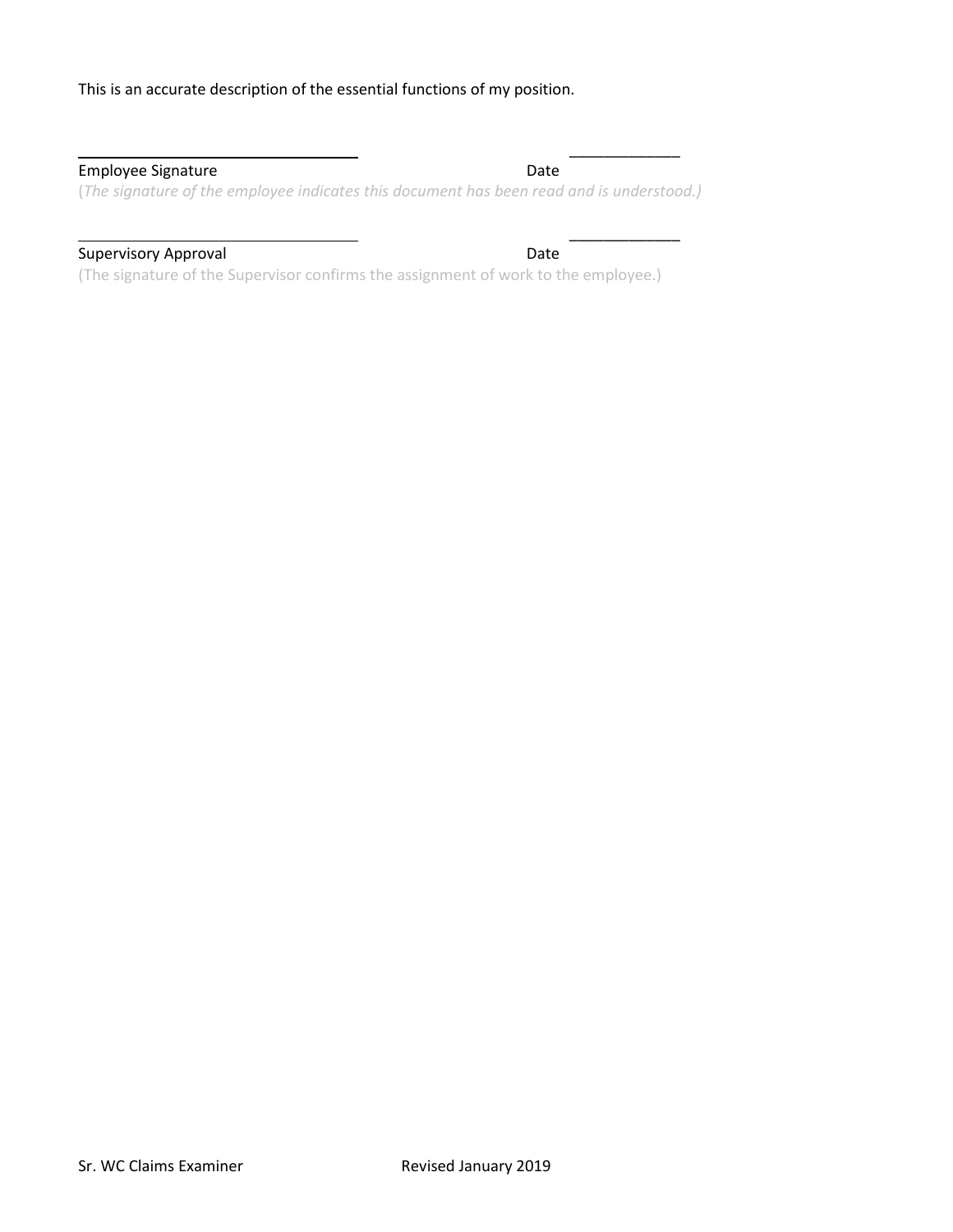This is an accurate description of the essential functions of my position.

\_\_\_\_\_\_\_\_\_\_\_\_\_\_\_\_\_\_\_\_\_\_\_\_\_\_\_\_\_\_\_\_\_\_\_\_\_\_ \_\_\_\_\_\_\_\_\_\_\_\_\_\_

Employee Signature Date

(*The signature of the employee indicates this document has been read and is understood.)*

\_\_\_\_\_\_\_\_\_\_\_\_\_\_\_\_\_\_\_\_\_\_\_\_\_\_\_\_\_\_\_\_\_\_\_\_\_\_ \_\_\_\_\_\_\_\_\_\_\_\_\_\_

Supervisory Approval Date

(The signature of the Supervisor confirms the assignment of work to the employee.)

Sr. WC Claims Examiner Revised January 2019